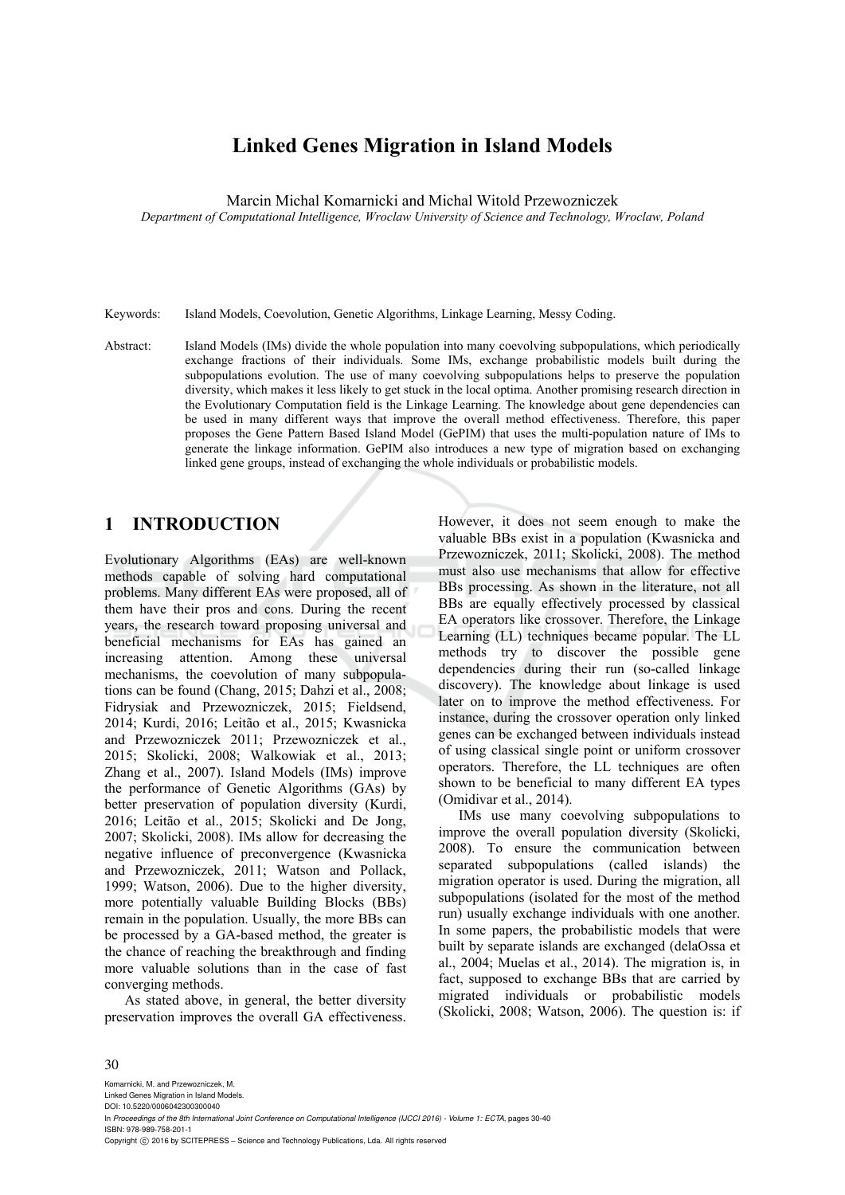# Linked Genes Migration in Island Models

Marcin Michal Komarnicki and Michal Witold Przewozniczek

*Department of Computational Intelligence, Wroclaw University of Science and Technology, Wroclaw, Poland*

Keywords: Island Models, Coevolution, Genetic Algorithms, Linkage Learning, Messy Coding.

Abstract: Island Models (IMs) divide the whole population into many coevolving subpopulations, which periodically exchange fractions of their individuals. Some IMs, exchange probabilistic models built during the subpopulations evolution. The use of many coevolving subpopulations helps to preserve the population diversity, which makes it less likely to get stuck in the local optima. Another promising research direction in the Evolutionary Computation field is the Linkage Learning. The knowledge about gene dependencies can be used in many different ways that improve the overall method effectiveness. Therefore, this paper proposes the Gene Pattern Based Island Model (GePIM) that uses the multi-population nature of IMs to generate the linkage information. GePIM also introduces a new type of migration based on exchanging linked gene groups, instead of exchanging the whole individuals or probabilistic models.

## 1 INTRODUCTION

Evolutionary Algorithms (EAs) are well-known methods capable of solving hard computational problems. Many different EAs were proposed, all of them have their pros and cons. During the recent years, the research toward proposing universal and beneficial mechanisms for EAs has gained an increasing attention. Among these universal mechanisms, the coevolution of many subpopulations can be found (Chang, 2015; Dahzi et al., 2008; Fidrysiak and Przewozniczek, 2015; Fieldsend, 2014; Kurdi, 2016; Leitão et al., 2015; Kwasnicka and Przewozniczek 2011; Przewozniczek et al., 2015; Skolicki, 2008; Walkowiak et al., 2013; Zhang et al., 2007). Island Models (IMs) improve the performance of Genetic Algorithms (GAs) by better preservation of population diversity (Kurdi, 2016; Leitão et al., 2015; Skolicki and De Jong, 2007; Skolicki, 2008). IMs allow for decreasing the negative influence of preconvergence (Kwasnicka and Przewozniczek, 2011; Watson and Pollack, 1999; Watson, 2006). Due to the higher diversity, more potentially valuable Building Blocks (BBs) remain in the population. Usually, the more BBs can be processed by a GA-based method, the greater is the chance of reaching the breakthrough and finding more valuable solutions than in the case of fast converging methods.

As stated above, in general, the better diversity preservation improves the overall GA effectiveness. However, it does not seem enough to make the valuable BBs exist in a population (Kwasnicka and Przewozniczek, 2011; Skolicki, 2008). The method must also use mechanisms that allow for effective BBs processing. As shown in the literature, not all BBs are equally effectively processed by classical EA operators like crossover. Therefore, the Linkage Learning (LL) techniques became popular. The LL methods try to discover the possible gene dependencies during their run (so-called linkage discovery). The knowledge about linkage is used later on to improve the method effectiveness. For instance, during the crossover operation only linked genes can be exchanged between individuals instead of using classical single point or uniform crossover operators. Therefore, the LL techniques are often shown to be beneficial to many different EA types (Omidivar et al., 2014).

IMs use many coevolving subpopulations to improve the overall population diversity (Skolicki, 2008). To ensure the communication between separated subpopulations (called islands) the migration operator is used. During the migration, all subpopulations (isolated for the most of the method run) usually exchange individuals with one another. In some papers, the probabilistic models that were built by separate islands are exchanged (delaOssa et al., 2004; Muelas et al., 2014). The migration is, in fact, supposed to exchange BBs that are carried by migrated individuals or probabilistic models (Skolicki, 2008; Watson, 2006). The question is: if

Komarnicki, M. and Przewozniczek, M.
Linked Genes Migration in Island Models.
DOI: 10.5220/0006042300300040
In *Proceedings of the 8th International Joint Conference on Computational Intelligence (IJCCI 2016) - Volume 1: ECTA*, pages 30-40
ISBN: 978-989-758-201-1
Copyright © 2016 by SCITEPRESS – Science and Technology Publications, Lda. All rights reserved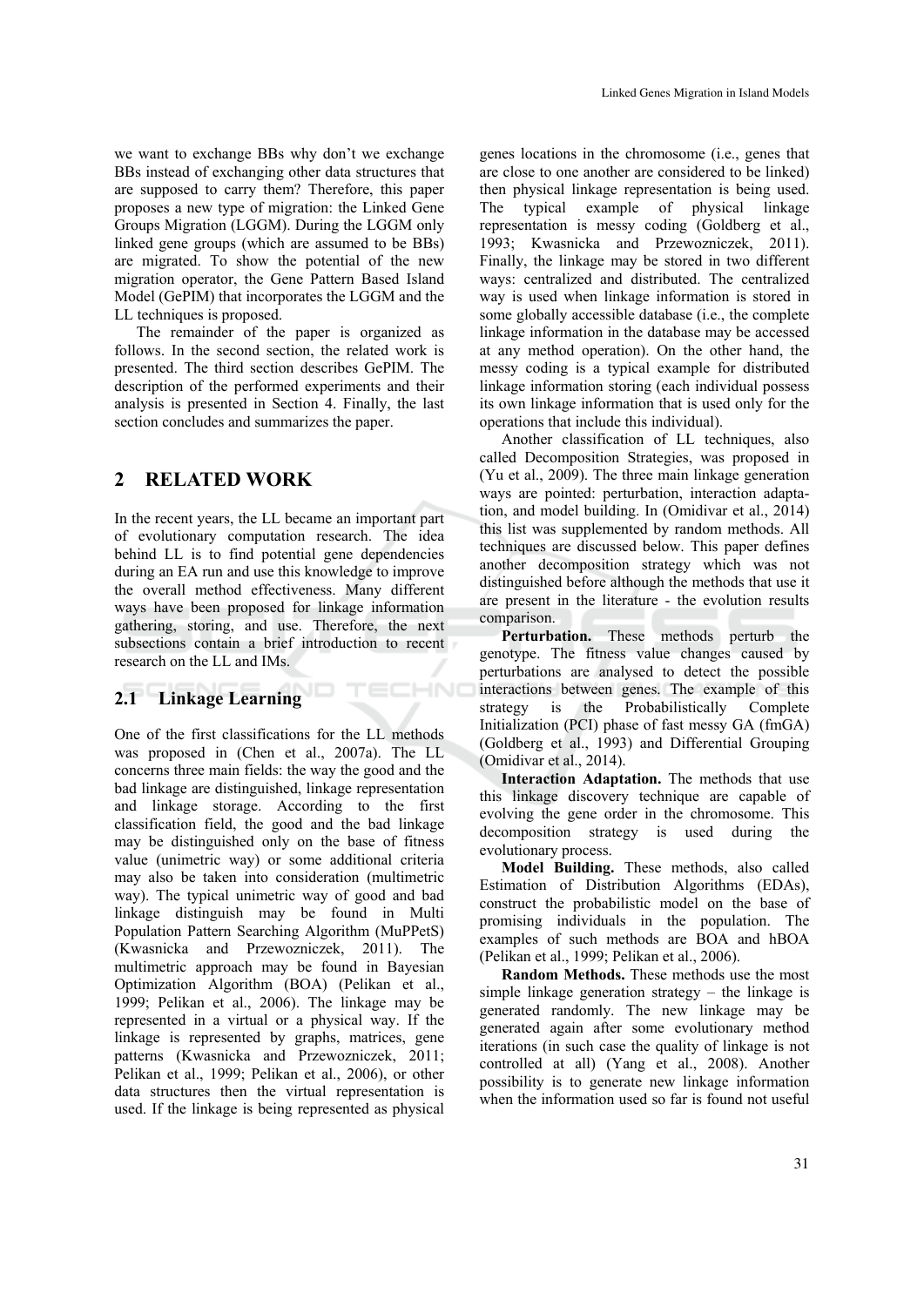we want to exchange BBs why don't we exchange BBs instead of exchanging other data structures that are supposed to carry them? Therefore, this paper proposes a new type of migration: the Linked Gene Groups Migration (LGGM). During the LGGM only linked gene groups (which are assumed to be BBs) are migrated. To show the potential of the new migration operator, the Gene Pattern Based Island Model (GePIM) that incorporates the LGGM and the LL techniques is proposed.

The remainder of the paper is organized as follows. In the second section, the related work is presented. The third section describes GePIM. The description of the performed experiments and their analysis is presented in Section 4. Finally, the last section concludes and summarizes the paper.

## 2 RELATED WORK

In the recent years, the LL became an important part of evolutionary computation research. The idea behind LL is to find potential gene dependencies during an EA run and use this knowledge to improve the overall method effectiveness. Many different ways have been proposed for linkage information gathering, storing, and use. Therefore, the next subsections contain a brief introduction to recent research on the LL and IMs.

### 2.1 Linkage Learning

One of the first classifications for the LL methods was proposed in (Chen et al., 2007a). The LL concerns three main fields: the way the good and the bad linkage are distinguished, linkage representation and linkage storage. According to the first classification field, the good and the bad linkage may be distinguished only on the base of fitness value (unimetric way) or some additional criteria may also be taken into consideration (multimetric way). The typical unimetric way of good and bad linkage distinguish may be found in Multi Population Pattern Searching Algorithm (MuPPetS) (Kwasnicka and Przewozniczek, 2011). The multimetric approach may be found in Bayesian Optimization Algorithm (BOA) (Pelikan et al., 1999; Pelikan et al., 2006). The linkage may be represented in a virtual or a physical way. If the linkage is represented by graphs, matrices, gene patterns (Kwasnicka and Przewozniczek, 2011; Pelikan et al., 1999; Pelikan et al., 2006), or other data structures then the virtual representation is used. If the linkage is being represented as physical genes locations in the chromosome (i.e., genes that are close to one another are considered to be linked) then physical linkage representation is being used. The typical example of physical linkage representation is messy coding (Goldberg et al., 1993; Kwasnicka and Przewozniczek, 2011). Finally, the linkage may be stored in two different ways: centralized and distributed. The centralized way is used when linkage information is stored in some globally accessible database (i.e., the complete linkage information in the database may be accessed at any method operation). On the other hand, the messy coding is a typical example for distributed linkage information storing (each individual possess its own linkage information that is used only for the operations that include this individual).

Another classification of LL techniques, also called Decomposition Strategies, was proposed in (Yu et al., 2009). The three main linkage generation ways are pointed: perturbation, interaction adaptation, and model building. In (Omidivar et al., 2014) this list was supplemented by random methods. All techniques are discussed below. This paper defines another decomposition strategy which was not distinguished before although the methods that use it are present in the literature - the evolution results comparison.

**Perturbation.** These methods perturb the genotype. The fitness value changes caused by perturbations are analysed to detect the possible interactions between genes. The example of this strategy is the Probabilistically Complete Initialization (PCI) phase of fast messy GA (fmGA) (Goldberg et al., 1993) and Differential Grouping (Omidivar et al., 2014).

**Interaction Adaptation.** The methods that use this linkage discovery technique are capable of evolving the gene order in the chromosome. This decomposition strategy is used during the evolutionary process.

**Model Building.** These methods, also called Estimation of Distribution Algorithms (EDAs), construct the probabilistic model on the base of promising individuals in the population. The examples of such methods are BOA and hBOA (Pelikan et al., 1999; Pelikan et al., 2006).

**Random Methods.** These methods use the most simple linkage generation strategy – the linkage is generated randomly. The new linkage may be generated again after some evolutionary method iterations (in such case the quality of linkage is not controlled at all) (Yang et al., 2008). Another possibility is to generate new linkage information when the information used so far is found not useful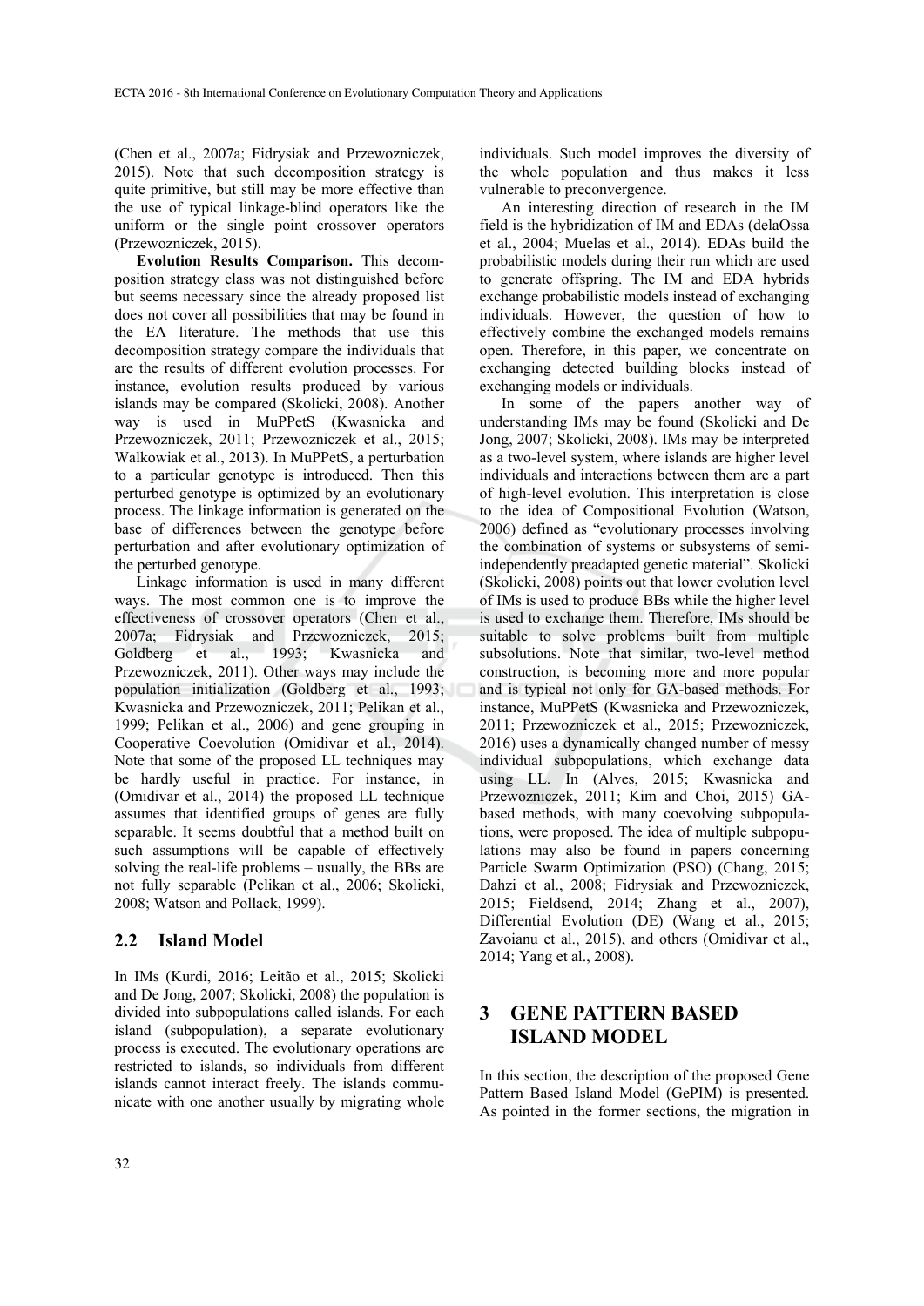(Chen et al., 2007a; Fidrysiak and Przewozniczek, 2015). Note that such decomposition strategy is quite primitive, but still may be more effective than the use of typical linkage-blind operators like the uniform or the single point crossover operators (Przewozniczek, 2015).

**Evolution Results Comparison.** This decomposition strategy class was not distinguished before but seems necessary since the already proposed list does not cover all possibilities that may be found in the EA literature. The methods that use this decomposition strategy compare the individuals that are the results of different evolution processes. For instance, evolution results produced by various islands may be compared (Skolicki, 2008). Another way is used in MuPPetS (Kwasnicka and Przewozniczek, 2011; Przewozniczek et al., 2015; Walkowiak et al., 2013). In MuPPetS, a perturbation to a particular genotype is introduced. Then this perturbed genotype is optimized by an evolutionary process. The linkage information is generated on the base of differences between the genotype before perturbation and after evolutionary optimization of the perturbed genotype.

Linkage information is used in many different ways. The most common one is to improve the effectiveness of crossover operators (Chen et al., 2007a; Fidrysiak and Przewozniczek, 2015; Goldberg et al., 1993; Kwasnicka and Przewozniczek, 2011). Other ways may include the population initialization (Goldberg et al., 1993; Kwasnicka and Przewozniczek, 2011; Pelikan et al., 1999; Pelikan et al., 2006) and gene grouping in Cooperative Coevolution (Omidivar et al., 2014). Note that some of the proposed LL techniques may be hardly useful in practice. For instance, in (Omidivar et al., 2014) the proposed LL technique assumes that identified groups of genes are fully separable. It seems doubtful that a method built on such assumptions will be capable of effectively solving the real-life problems – usually, the BBs are not fully separable (Pelikan et al., 2006; Skolicki, 2008; Watson and Pollack, 1999).

## 2.2 Island Model

In IMs (Kurdi, 2016; Leitão et al., 2015; Skolicki and De Jong, 2007; Skolicki, 2008) the population is divided into subpopulations called islands. For each island (subpopulation), a separate evolutionary process is executed. The evolutionary operations are restricted to islands, so individuals from different islands cannot interact freely. The islands communicate with one another usually by migrating whole individuals. Such model improves the diversity of the whole population and thus makes it less vulnerable to preconvergence.

An interesting direction of research in the IM field is the hybridization of IM and EDAs (delaOssa et al., 2004; Muelas et al., 2014). EDAs build the probabilistic models during their run which are used to generate offspring. The IM and EDA hybrids exchange probabilistic models instead of exchanging individuals. However, the question of how to effectively combine the exchanged models remains open. Therefore, in this paper, we concentrate on exchanging detected building blocks instead of exchanging models or individuals.

In some of the papers another way of understanding IMs may be found (Skolicki and De Jong, 2007; Skolicki, 2008). IMs may be interpreted as a two-level system, where islands are higher level individuals and interactions between them are a part of high-level evolution. This interpretation is close to the idea of Compositional Evolution (Watson, 2006) defined as "evolutionary processes involving the combination of systems or subsystems of semi-independently preadapted genetic material". Skolicki (Skolicki, 2008) points out that lower evolution level of IMs is used to produce BBs while the higher level is used to exchange them. Therefore, IMs should be suitable to solve problems built from multiple subsolutions. Note that similar, two-level method construction, is becoming more and more popular and is typical not only for GA-based methods. For instance, MuPPetS (Kwasnicka and Przewozniczek, 2011; Przewozniczek et al., 2015; Przewozniczek, 2016) uses a dynamically changed number of messy individual subpopulations, which exchange data using LL. In (Alves, 2015; Kwasnicka and Przewozniczek, 2011; Kim and Choi, 2015) GA-based methods, with many coevolving subpopulations, were proposed. The idea of multiple subpopulations may also be found in papers concerning Particle Swarm Optimization (PSO) (Chang, 2015; Dahzi et al., 2008; Fidrysiak and Przewozniczek, 2015; Fieldsend, 2014; Zhang et al., 2007), Differential Evolution (DE) (Wang et al., 2015; Zavoianu et al., 2015), and others (Omidivar et al., 2014; Yang et al., 2008).

# 3 GENE PATTERN BASED ISLAND MODEL

In this section, the description of the proposed Gene Pattern Based Island Model (GePIM) is presented. As pointed in the former sections, the migration in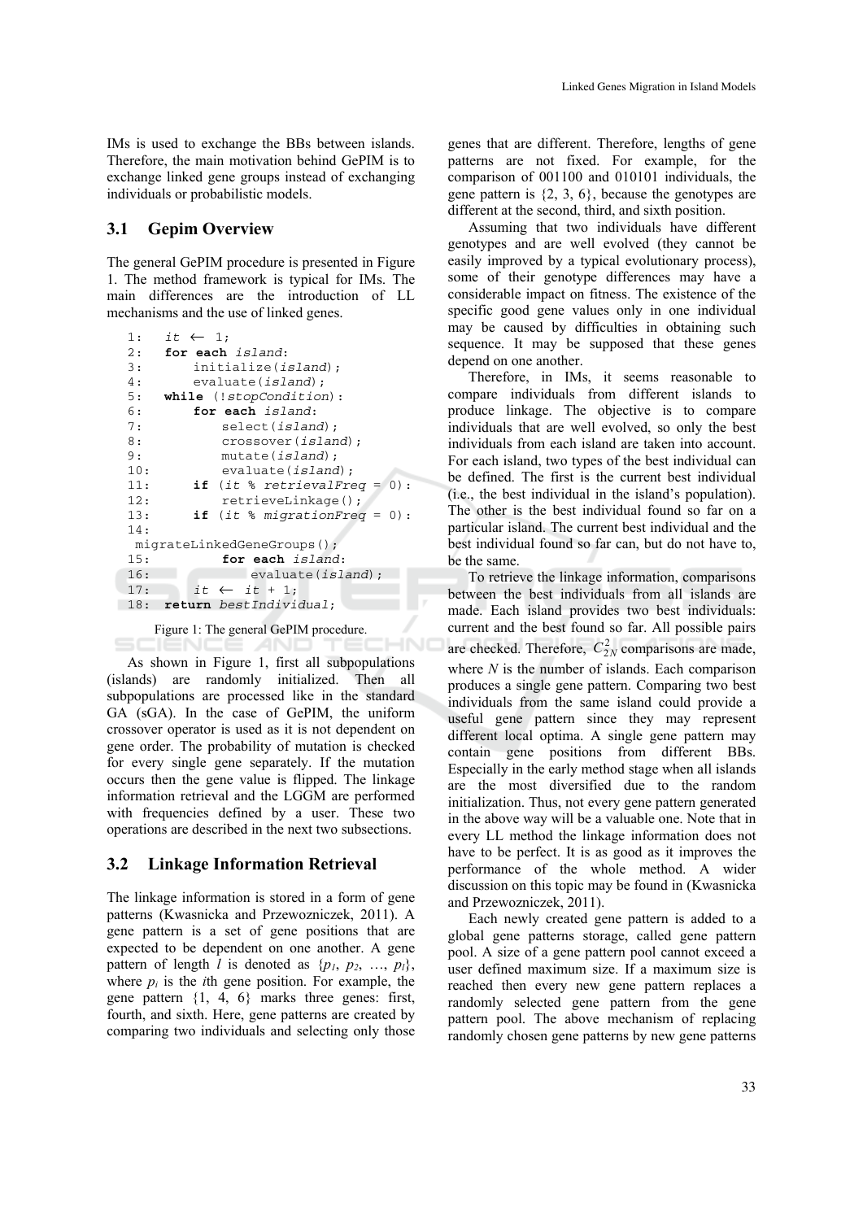IMs is used to exchange the BBs between islands. Therefore, the main motivation behind GePIM is to exchange linked gene groups instead of exchanging individuals or probabilistic models.

### 3.1 Gepim Overview

The general GePIM procedure is presented in Figure 1. The method framework is typical for IMs. The main differences are the introduction of LL mechanisms and the use of linked genes.

```
1:   it ← 1;
2:   for each island:
3:       initialize(island);
4:       evaluate(island);
5:   while (!stopCondition):
6:       for each island:
7:           select(island);
8:           crossover(island);
9:           mutate(island);
10:          evaluate(island);
11:      if (it % retrievalFreq = 0):
12:          retrieveLinkage();
13:      if (it % migrationFreq = 0):
14:
 migrateLinkedGeneGroups();
15:          for each island:
16:              evaluate(island);
17:      it ← it + 1;
18:  return bestIndividual;
```

Figure 1: The general GePIM procedure.

As shown in Figure 1, first all subpopulations (islands) are randomly initialized. Then all subpopulations are processed like in the standard GA (sGA). In the case of GePIM, the uniform crossover operator is used as it is not dependent on gene order. The probability of mutation is checked for every single gene separately. If the mutation occurs then the gene value is flipped. The linkage information retrieval and the LGGM are performed with frequencies defined by a user. These two operations are described in the next two subsections.

### 3.2 Linkage Information Retrieval

The linkage information is stored in a form of gene patterns (Kwasnicka and Przewozniczek, 2011). A gene pattern is a set of gene positions that are expected to be dependent on one another. A gene pattern of length $l$ is denoted as $\{p_1, p_2, \ldots, p_l\}$, where $p_i$ is the $i$th gene position. For example, the gene pattern {1, 4, 6} marks three genes: first, fourth, and sixth. Here, gene patterns are created by comparing two individuals and selecting only those genes that are different. Therefore, lengths of gene patterns are not fixed. For example, for the comparison of 001100 and 010101 individuals, the gene pattern is {2, 3, 6}, because the genotypes are different at the second, third, and sixth position.

Assuming that two individuals have different genotypes and are well evolved (they cannot be easily improved by a typical evolutionary process), some of their genotype differences may have a considerable impact on fitness. The existence of the specific good gene values only in one individual may be caused by difficulties in obtaining such sequence. It may be supposed that these genes depend on one another.

Therefore, in IMs, it seems reasonable to compare individuals from different islands to produce linkage. The objective is to compare individuals that are well evolved, so only the best individuals from each island are taken into account. For each island, two types of the best individual can be defined. The first is the current best individual (i.e., the best individual in the island's population). The other is the best individual found so far on a particular island. The current best individual and the best individual found so far can, but do not have to, be the same.

To retrieve the linkage information, comparisons between the best individuals from all islands are made. Each island provides two best individuals: current and the best found so far. All possible pairs are checked. Therefore, $C_{2N}^{2}$ comparisons are made, where $N$ is the number of islands. Each comparison produces a single gene pattern. Comparing two best individuals from the same island could provide a useful gene pattern since they may represent different local optima. A single gene pattern may contain gene positions from different BBs. Especially in the early method stage when all islands are the most diversified due to the random initialization. Thus, not every gene pattern generated in the above way will be a valuable one. Note that in every LL method the linkage information does not have to be perfect. It is as good as it improves the performance of the whole method. A wider discussion on this topic may be found in (Kwasnicka and Przewozniczek, 2011).

Each newly created gene pattern is added to a global gene patterns storage, called gene pattern pool. A size of a gene pattern pool cannot exceed a user defined maximum size. If a maximum size is reached then every new gene pattern replaces a randomly selected gene pattern from the gene pattern pool. The above mechanism of replacing randomly chosen gene patterns by new gene patterns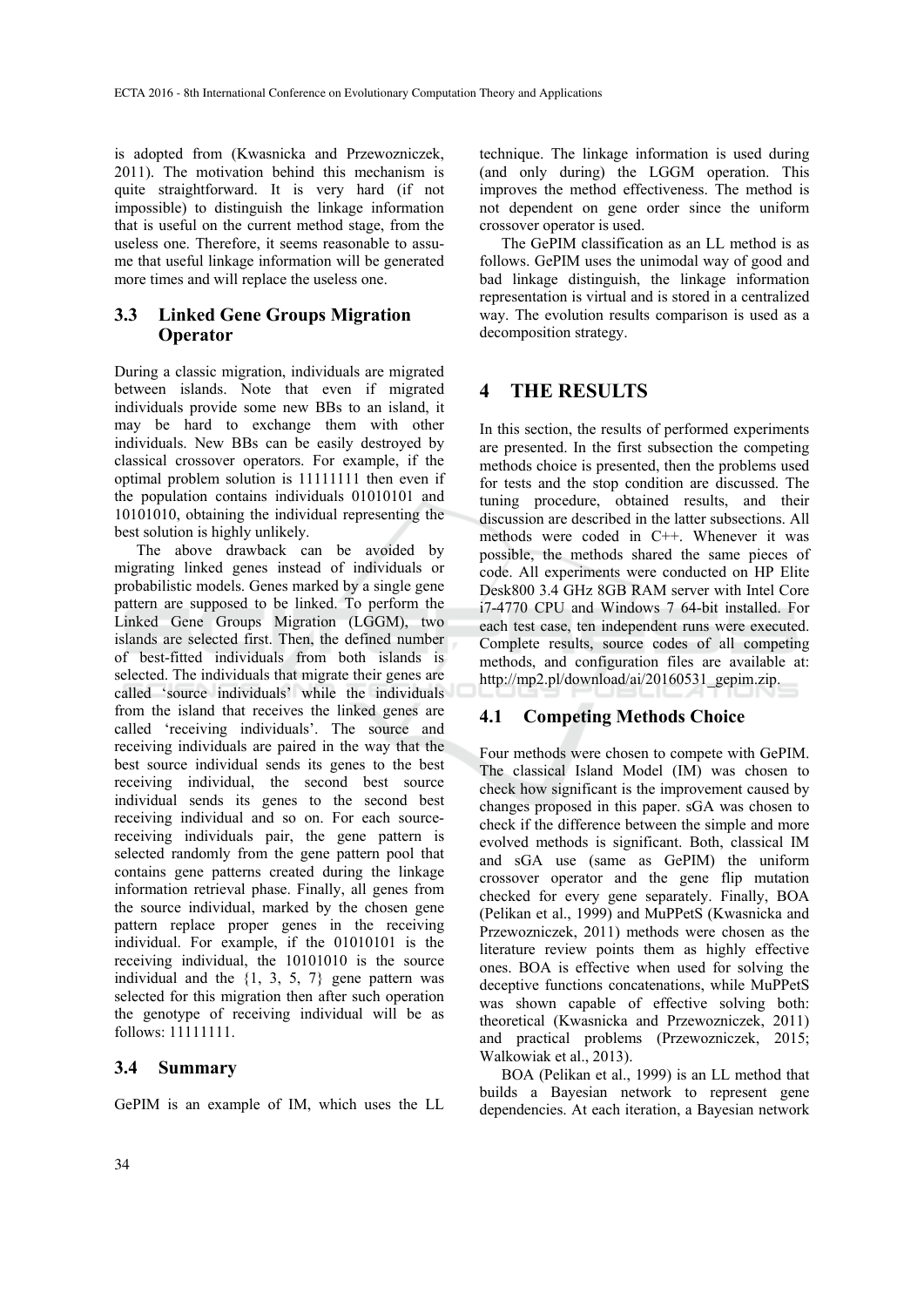is adopted from (Kwasnicka and Przewozniczek, 2011). The motivation behind this mechanism is quite straightforward. It is very hard (if not impossible) to distinguish the linkage information that is useful on the current method stage, from the useless one. Therefore, it seems reasonable to assume that useful linkage information will be generated more times and will replace the useless one.

### 3.3 Linked Gene Groups Migration Operator

During a classic migration, individuals are migrated between islands. Note that even if migrated individuals provide some new BBs to an island, it may be hard to exchange them with other individuals. New BBs can be easily destroyed by classical crossover operators. For example, if the optimal problem solution is 11111111 then even if the population contains individuals 01010101 and 10101010, obtaining the individual representing the best solution is highly unlikely.

The above drawback can be avoided by migrating linked genes instead of individuals or probabilistic models. Genes marked by a single gene pattern are supposed to be linked. To perform the Linked Gene Groups Migration (LGGM), two islands are selected first. Then, the defined number of best-fitted individuals from both islands is selected. The individuals that migrate their genes are called 'source individuals' while the individuals from the island that receives the linked genes are called 'receiving individuals'. The source and receiving individuals are paired in the way that the best source individual sends its genes to the best receiving individual, the second best source individual sends its genes to the second best receiving individual and so on. For each source-receiving individuals pair, the gene pattern is selected randomly from the gene pattern pool that contains gene patterns created during the linkage information retrieval phase. Finally, all genes from the source individual, marked by the chosen gene pattern replace proper genes in the receiving individual. For example, if the 01010101 is the receiving individual, the 10101010 is the source individual and the {1, 3, 5, 7} gene pattern was selected for this migration then after such operation the genotype of receiving individual will be as follows: 11111111.

### 3.4 Summary

GePIM is an example of IM, which uses the LL technique. The linkage information is used during (and only during) the LGGM operation. This improves the method effectiveness. The method is not dependent on gene order since the uniform crossover operator is used.

The GePIM classification as an LL method is as follows. GePIM uses the unimodal way of good and bad linkage distinguish, the linkage information representation is virtual and is stored in a centralized way. The evolution results comparison is used as a decomposition strategy.

## 4 THE RESULTS

In this section, the results of performed experiments are presented. In the first subsection the competing methods choice is presented, then the problems used for tests and the stop condition are discussed. The tuning procedure, obtained results, and their discussion are described in the latter subsections. All methods were coded in C++. Whenever it was possible, the methods shared the same pieces of code. All experiments were conducted on HP Elite Desk800 3.4 GHz 8GB RAM server with Intel Core i7-4770 CPU and Windows 7 64-bit installed. For each test case, ten independent runs were executed. Complete results, source codes of all competing methods, and configuration files are available at: http://mp2.pl/download/ai/20160531_gepim.zip.

### 4.1 Competing Methods Choice

Four methods were chosen to compete with GePIM. The classical Island Model (IM) was chosen to check how significant is the improvement caused by changes proposed in this paper. sGA was chosen to check if the difference between the simple and more evolved methods is significant. Both, classical IM and sGA use (same as GePIM) the uniform crossover operator and the gene flip mutation checked for every gene separately. Finally, BOA (Pelikan et al., 1999) and MuPPetS (Kwasnicka and Przewozniczek, 2011) methods were chosen as the literature review points them as highly effective ones. BOA is effective when used for solving the deceptive functions concatenations, while MuPPetS was shown capable of effective solving both: theoretical (Kwasnicka and Przewozniczek, 2011) and practical problems (Przewozniczek, 2015; Walkowiak et al., 2013).

BOA (Pelikan et al., 1999) is an LL method that builds a Bayesian network to represent gene dependencies. At each iteration, a Bayesian network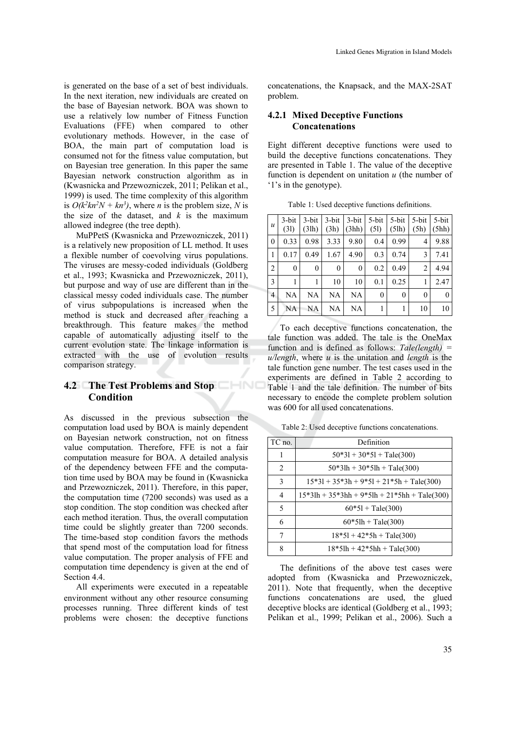is generated on the base of a set of best individuals. In the next iteration, new individuals are created on the base of Bayesian network. BOA was shown to use a relatively low number of Fitness Function Evaluations (FFE) when compared to other evolutionary methods. However, in the case of BOA, the main part of computation load is consumed not for the fitness value computation, but on Bayesian tree generation. In this paper the same Bayesian network construction algorithm as in (Kwasnicka and Przewozniczek, 2011; Pelikan et al., 1999) is used. The time complexity of this algorithm is $O(k^2kn^2N + kn^3)$, where $n$ is the problem size, $N$ is the size of the dataset, and $k$ is the maximum allowed indegree (the tree depth).

MuPPetS (Kwasnicka and Przewozniczek, 2011) is a relatively new proposition of LL method. It uses a flexible number of coevolving virus populations. The viruses are messy-coded individuals (Goldberg et al., 1993; Kwasnicka and Przewozniczek, 2011), but purpose and way of use are different than in the classical messy coded individuals case. The number of virus subpopulations is increased when the method is stuck and decreased after reaching a breakthrough. This feature makes the method capable of automatically adjusting itself to the current evolution state. The linkage information is extracted with the use of evolution results comparison strategy.

## 4.2 The Test Problems and Stop Condition

As discussed in the previous subsection the computation load used by BOA is mainly dependent on Bayesian network construction, not on fitness value computation. Therefore, FFE is not a fair computation measure for BOA. A detailed analysis of the dependency between FFE and the computation time used by BOA may be found in (Kwasnicka and Przewozniczek, 2011). Therefore, in this paper, the computation time (7200 seconds) was used as a stop condition. The stop condition was checked after each method iteration. Thus, the overall computation time could be slightly greater than 7200 seconds. The time-based stop condition favors the methods that spend most of the computation load for fitness value computation. The proper analysis of FFE and computation time dependency is given at the end of Section 4.4.

All experiments were executed in a repeatable environment without any other resource consuming processes running. Three different kinds of test problems were chosen: the deceptive functions concatenations, the Knapsack, and the MAX-2SAT problem.

### 4.2.1 Mixed Deceptive Functions Concatenations

Eight different deceptive functions were used to build the deceptive functions concatenations. They are presented in Table 1. The value of the deceptive function is dependent on unitation $u$ (the number of '1's in the genotype).

Table 1: Used deceptive functions definitions.

| $u$ | 3-bit (3l) | 3-bit (3lh) | 3-bit (3h) | 3-bit (3hh) | 5-bit (5l) | 5-bit (5lh) | 5-bit (5h) | 5-bit (5hh) |
|---|---|---|---|---|---|---|---|---|
| 0 | 0.33 | 0.98 | 3.33 | 9.80 | 0.4 | 0.99 | 4 | 9.88 |
| 1 | 0.17 | 0.49 | 1.67 | 4.90 | 0.3 | 0.74 | 3 | 7.41 |
| 2 | 0 | 0 | 0 | 0 | 0.2 | 0.49 | 2 | 4.94 |
| 3 | 1 | 1 | 10 | 10 | 0.1 | 0.25 | 1 | 2.47 |
| 4 | NA | NA | NA | NA | 0 | 0 | 0 | 0 |
| 5 | NA | NA | NA | NA | 1 | 1 | 10 | 10 |

To each deceptive functions concatenation, the tale function was added. The tale is the OneMax function and is defined as follows: $Tale(length) = u/length$, where $u$ is the unitation and $length$ is the tale function gene number. The test cases used in the experiments are defined in Table 2 according to Table 1 and the tale definition. The number of bits necessary to encode the complete problem solution was 600 for all used concatenations.

Table 2: Used deceptive functions concatenations.

| TC no. | Definition |
|---|---|
| 1 | 50*3l + 30*5l + Tale(300) |
| 2 | 50*3lh + 30*5lh + Tale(300) |
| 3 | 15*3l + 35*3h + 9*5l + 21*5h + Tale(300) |
| 4 | 15*3lh + 35*3hh + 9*5lh + 21*5hh + Tale(300) |
| 5 | 60*5l + Tale(300) |
| 6 | 60*5lh + Tale(300) |
| 7 | 18*5l + 42*5h + Tale(300) |
| 8 | 18*5lh + 42*5hh + Tale(300) |

The definitions of the above test cases were adopted from (Kwasnicka and Przewozniczek, 2011). Note that frequently, when the deceptive functions concatenations are used, the glued deceptive blocks are identical (Goldberg et al., 1993; Pelikan et al., 1999; Pelikan et al., 2006). Such a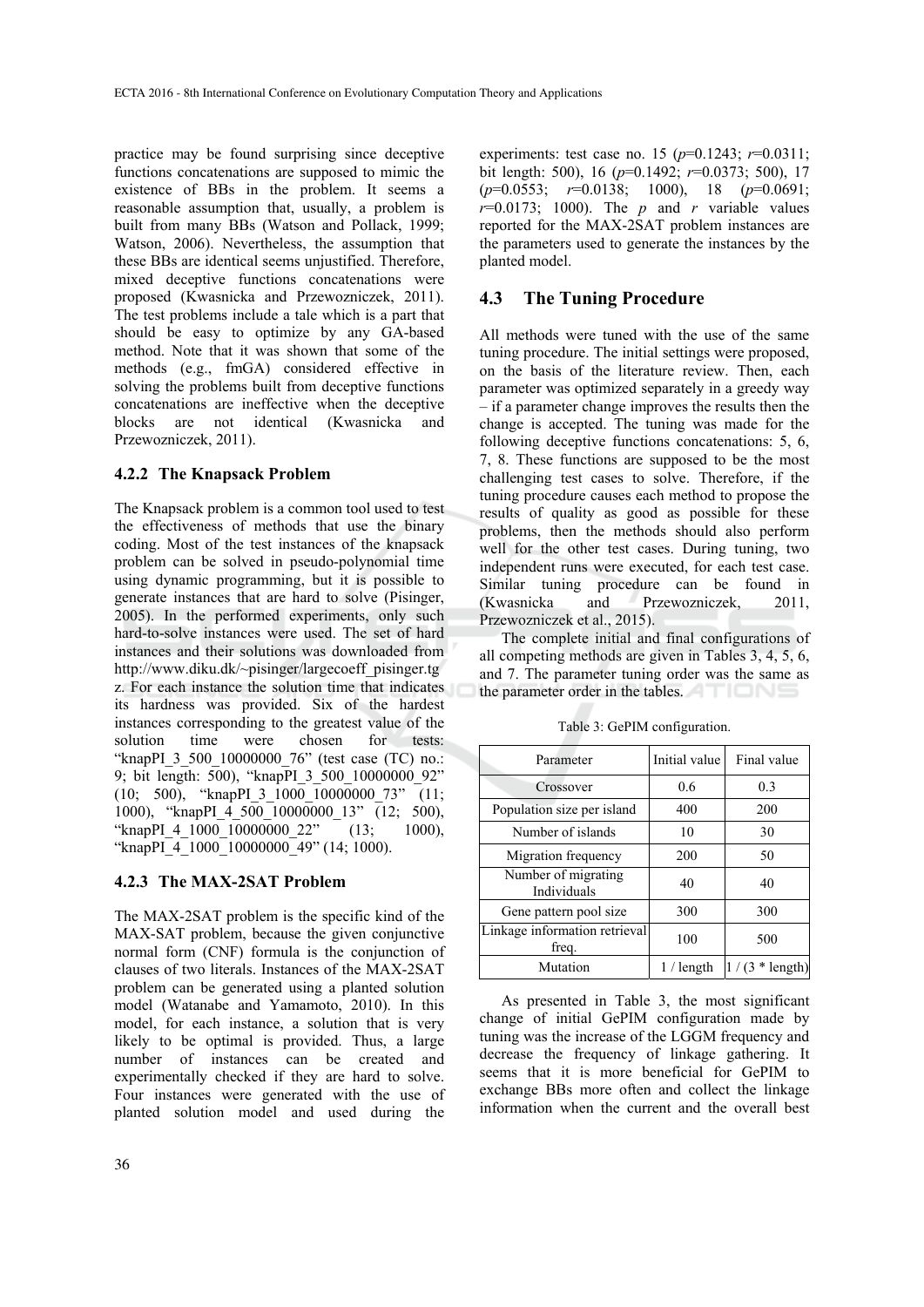practice may be found surprising since deceptive functions concatenations are supposed to mimic the existence of BBs in the problem. It seems a reasonable assumption that, usually, a problem is built from many BBs (Watson and Pollack, 1999; Watson, 2006). Nevertheless, the assumption that these BBs are identical seems unjustified. Therefore, mixed deceptive functions concatenations were proposed (Kwasnicka and Przewozniczek, 2011). The test problems include a tale which is a part that should be easy to optimize by any GA-based method. Note that it was shown that some of the methods (e.g., fmGA) considered effective in solving the problems built from deceptive functions concatenations are ineffective when the deceptive blocks are not identical (Kwasnicka and Przewozniczek, 2011).

### 4.2.2 The Knapsack Problem

The Knapsack problem is a common tool used to test the effectiveness of methods that use the binary coding. Most of the test instances of the knapsack problem can be solved in pseudo-polynomial time using dynamic programming, but it is possible to generate instances that are hard to solve (Pisinger, 2005). In the performed experiments, only such hard-to-solve instances were used. The set of hard instances and their solutions was downloaded from http://www.diku.dk/~pisinger/largecoeff_pisinger.tgz. For each instance the solution time that indicates its hardness was provided. Six of the hardest instances corresponding to the greatest value of the solution time were chosen for tests: "knapPI_3_500_10000000_76" (test case (TC) no.: 9; bit length: 500), "knapPI_3_500_10000000_92" (10; 500), "knapPI_3_1000_10000000_73" (11; 1000), "knapPI_4_500_10000000_13" (12; 500), "knapPI_4_1000_10000000_22" (13; 1000), "knapPI_4_1000_10000000_49" (14; 1000).

### 4.2.3 The MAX-2SAT Problem

The MAX-2SAT problem is the specific kind of the MAX-SAT problem, because the given conjunctive normal form (CNF) formula is the conjunction of clauses of two literals. Instances of the MAX-2SAT problem can be generated using a planted solution model (Watanabe and Yamamoto, 2010). In this model, for each instance, a solution that is very likely to be optimal is provided. Thus, a large number of instances can be created and experimentally checked if they are hard to solve. Four instances were generated with the use of planted solution model and used during the experiments: test case no. 15 ($p$=0.1243; $r$=0.0311; bit length: 500), 16 ($p$=0.1492; $r$=0.0373; 500), 17 ($p$=0.0553; $r$=0.0138; 1000), 18 ($p$=0.0691; $r$=0.0173; 1000). The $p$ and $r$ variable values reported for the MAX-2SAT problem instances are the parameters used to generate the instances by the planted model.

## 4.3 The Tuning Procedure

All methods were tuned with the use of the same tuning procedure. The initial settings were proposed, on the basis of the literature review. Then, each parameter was optimized separately in a greedy way – if a parameter change improves the results then the change is accepted. The tuning was made for the following deceptive functions concatenations: 5, 6, 7, 8. These functions are supposed to be the most challenging test cases to solve. Therefore, if the tuning procedure causes each method to propose the results of quality as good as possible for these problems, then the methods should also perform well for the other test cases. During tuning, two independent runs were executed, for each test case. Similar tuning procedure can be found in (Kwasnicka and Przewozniczek, 2011, Przewozniczek et al., 2015).

The complete initial and final configurations of all competing methods are given in Tables 3, 4, 5, 6, and 7. The parameter tuning order was the same as the parameter order in the tables.

Table 3: GePIM configuration.

| Parameter | Initial value | Final value |
|---|---|---|
| Crossover | 0.6 | 0.3 |
| Population size per island | 400 | 200 |
| Number of islands | 10 | 30 |
| Migration frequency | 200 | 50 |
| Number of migrating Individuals | 40 | 40 |
| Gene pattern pool size | 300 | 300 |
| Linkage information retrieval freq. | 100 | 500 |
| Mutation | 1 / length | 1 / (3 * length) |

As presented in Table 3, the most significant change of initial GePIM configuration made by tuning was the increase of the LGGM frequency and decrease the frequency of linkage gathering. It seems that it is more beneficial for GePIM to exchange BBs more often and collect the linkage information when the current and the overall best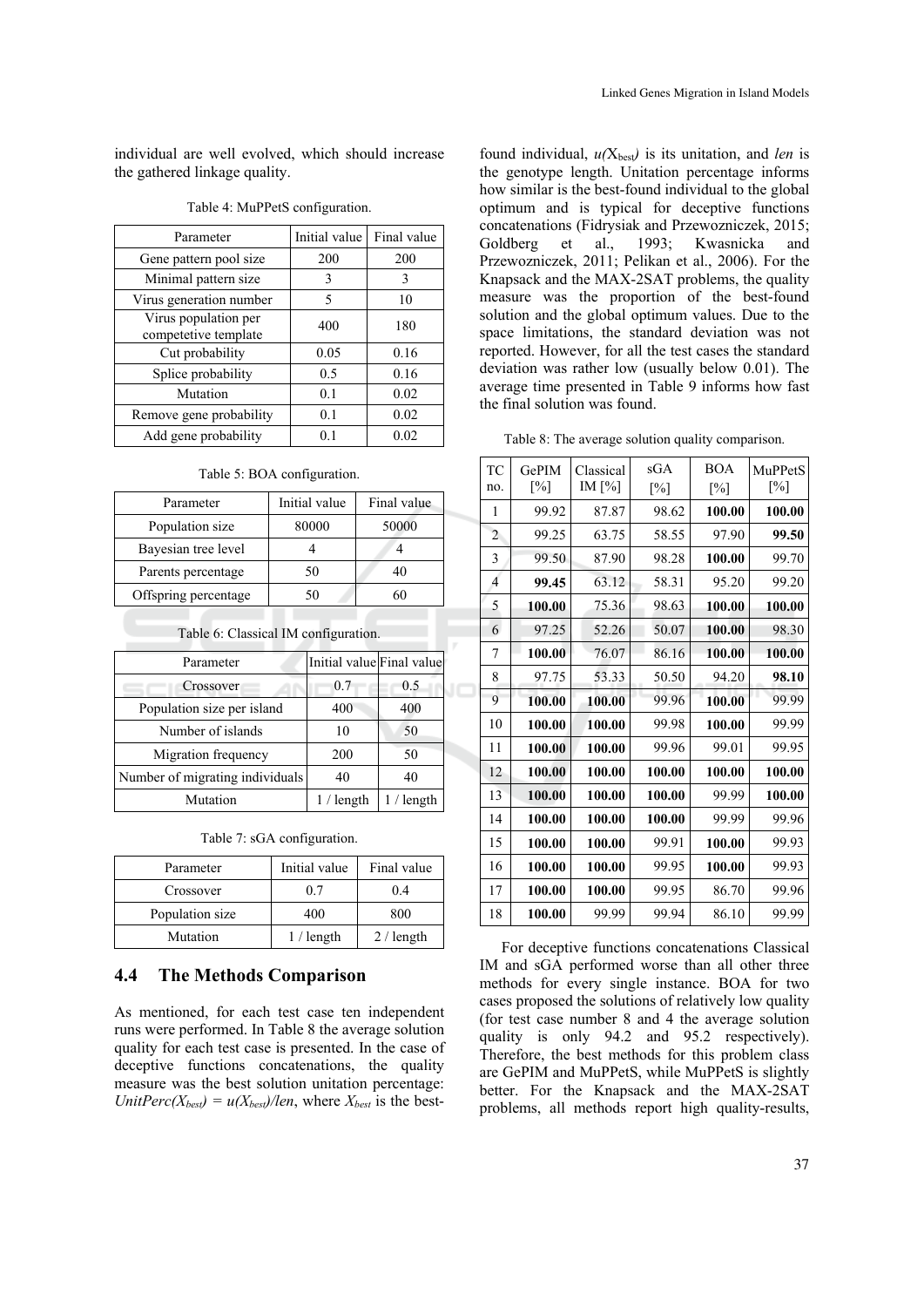individual are well evolved, which should increase the gathered linkage quality.

Table 4: MuPPetS configuration.

| Parameter | Initial value | Final value |
|---|---|---|
| Gene pattern pool size | 200 | 200 |
| Minimal pattern size | 3 | 3 |
| Virus generation number | 5 | 10 |
| Virus population per competetive template | 400 | 180 |
| Cut probability | 0.05 | 0.16 |
| Splice probability | 0.5 | 0.16 |
| Mutation | 0.1 | 0.02 |
| Remove gene probability | 0.1 | 0.02 |
| Add gene probability | 0.1 | 0.02 |

Table 5: BOA configuration.

| Parameter | Initial value | Final value |
|---|---|---|
| Population size | 80000 | 50000 |
| Bayesian tree level | 4 | 4 |
| Parents percentage | 50 | 40 |
| Offspring percentage | 50 | 60 |

Table 6: Classical IM configuration.

| Parameter | Initial value | Final value |
|---|---|---|
| Crossover | 0.7 | 0.5 |
| Population size per island | 400 | 400 |
| Number of islands | 10 | 50 |
| Migration frequency | 200 | 50 |
| Number of migrating individuals | 40 | 40 |
| Mutation | 1 / length | 1 / length |

Table 7: sGA configuration.

| Parameter | Initial value | Final value |
|---|---|---|
| Crossover | 0.7 | 0.4 |
| Population size | 400 | 800 |
| Mutation | 1 / length | 2 / length |

### 4.4 The Methods Comparison

As mentioned, for each test case ten independent runs were performed. In Table 8 the average solution quality for each test case is presented. In the case of deceptive functions concatenations, the quality measure was the best solution unitation percentage: $UnitPerc(X_{best}) = u(X_{best})/len$, where $X_{best}$ is the best-found individual, $u(X_{best})$ is its unitation, and *len* is the genotype length. Unitation percentage informs how similar is the best-found individual to the global optimum and is typical for deceptive functions concatenations (Fidrysiak and Przewozniczek, 2015; Goldberg et al., 1993; Kwasnicka and Przewozniczek, 2011; Pelikan et al., 2006). For the Knapsack and the MAX-2SAT problems, the quality measure was the proportion of the best-found solution and the global optimum values. Due to the space limitations, the standard deviation was not reported. However, for all the test cases the standard deviation was rather low (usually below 0.01). The average time presented in Table 9 informs how fast the final solution was found.

Table 8: The average solution quality comparison.

| TC no. | GePIM [%] | Classical IM [%] | sGA [%] | BOA [%] | MuPPetS [%] |
|---|---|---|---|---|---|
| 1 | 99.92 | 87.87 | 98.62 | **100.00** | **100.00** |
| 2 | 99.25 | 63.75 | 58.55 | 97.90 | **99.50** |
| 3 | 99.50 | 87.90 | 98.28 | **100.00** | 99.70 |
| 4 | **99.45** | 63.12 | 58.31 | 95.20 | 99.20 |
| 5 | **100.00** | 75.36 | 98.63 | **100.00** | **100.00** |
| 6 | 97.25 | 52.26 | 50.07 | **100.00** | 98.30 |
| 7 | **100.00** | 76.07 | 86.16 | **100.00** | **100.00** |
| 8 | 97.75 | 53.33 | 50.50 | 94.20 | **98.10** |
| 9 | **100.00** | **100.00** | 99.96 | **100.00** | 99.99 |
| 10 | **100.00** | **100.00** | 99.98 | **100.00** | 99.99 |
| 11 | **100.00** | **100.00** | 99.96 | 99.01 | 99.95 |
| 12 | **100.00** | **100.00** | **100.00** | **100.00** | **100.00** |
| 13 | **100.00** | **100.00** | **100.00** | 99.99 | **100.00** |
| 14 | **100.00** | **100.00** | **100.00** | 99.99 | 99.96 |
| 15 | **100.00** | **100.00** | 99.91 | **100.00** | 99.93 |
| 16 | **100.00** | **100.00** | 99.95 | **100.00** | 99.93 |
| 17 | **100.00** | **100.00** | 99.95 | 86.70 | 99.96 |
| 18 | **100.00** | 99.99 | 99.94 | 86.10 | 99.99 |

For deceptive functions concatenations Classical IM and sGA performed worse than all other three methods for every single instance. BOA for two cases proposed the solutions of relatively low quality (for test case number 8 and 4 the average solution quality is only 94.2 and 95.2 respectively). Therefore, the best methods for this problem class are GePIM and MuPPetS, while MuPPetS is slightly better. For the Knapsack and the MAX-2SAT problems, all methods report high quality-results,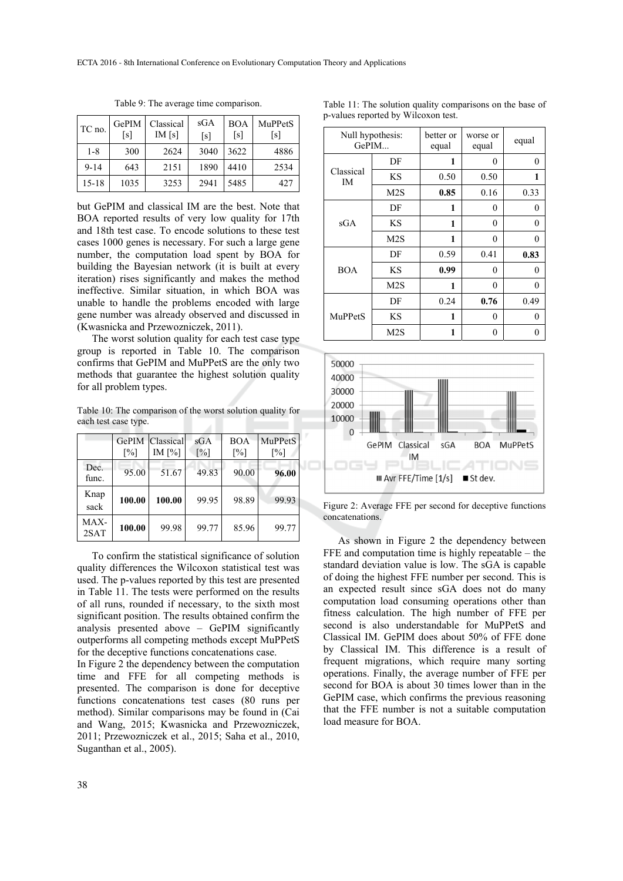Table 9: The average time comparison.

| TC no. | GePIM [s] | Classical IM [s] | sGA [s] | BOA [s] | MuPPetS [s] |
|---|---|---|---|---|---|
| 1-8 | 300 | 2624 | 3040 | 3622 | 4886 |
| 9-14 | 643 | 2151 | 1890 | 4410 | 2534 |
| 15-18 | 1035 | 3253 | 2941 | 5485 | 427 |

but GePIM and classical IM are the best. Note that BOA reported results of very low quality for 17th and 18th test case. To encode solutions to these test cases 1000 genes is necessary. For such a large gene number, the computation load spent by BOA for building the Bayesian network (it is built at every iteration) rises significantly and makes the method ineffective. Similar situation, in which BOA was unable to handle the problems encoded with large gene number was already observed and discussed in (Kwasnicka and Przewozniczek, 2011).

The worst solution quality for each test case type group is reported in Table 10. The comparison confirms that GePIM and MuPPetS are the only two methods that guarantee the highest solution quality for all problem types.

Table 10: The comparison of the worst solution quality for each test case type.

| | GePIM [%] | Classical IM [%] | sGA [%] | BOA [%] | MuPPetS [%] |
|---|---|---|---|---|---|
| Dec. func. | 95.00 | 51.67 | 49.83 | 90.00 | **96.00** |
| Knap sack | **100.00** | **100.00** | 99.95 | 98.89 | 99.93 |
| MAX-2SAT | **100.00** | 99.98 | 99.77 | 85.96 | 99.77 |

To confirm the statistical significance of solution quality differences the Wilcoxon statistical test was used. The p-values reported by this test are presented in Table 11. The tests were performed on the results of all runs, rounded if necessary, to the sixth most significant position. The results obtained confirm the analysis presented above – GePIM significantly outperforms all competing methods except MuPPetS for the deceptive functions concatenations case.

In Figure 2 the dependency between the computation time and FFE for all competing methods is presented. The comparison is done for deceptive functions concatenations test cases (80 runs per method). Similar comparisons may be found in (Cai and Wang, 2015; Kwasnicka and Przewozniczek, 2011; Przewozniczek et al., 2015; Saha et al., 2010, Suganthan et al., 2005).

Table 11: The solution quality comparisons on the base of p-values reported by Wilcoxon test.

| Null hypothesis: GePIM... | | better or equal | worse or equal | equal |
|---|---|---|---|---|
| Classical IM | DF | **1** | 0 | 0 |
| | KS | 0.50 | 0.50 | **1** |
| | M2S | **0.85** | 0.16 | 0.33 |
| sGA | DF | **1** | 0 | 0 |
| | KS | **1** | 0 | 0 |
| | M2S | **1** | 0 | 0 |
| BOA | DF | 0.59 | 0.41 | **0.83** |
| | KS | **0.99** | 0 | 0 |
| | M2S | **1** | 0 | 0 |
| MuPPetS | DF | 0.24 | **0.76** | 0.49 |
| | KS | **1** | 0 | 0 |
| | M2S | **1** | 0 | 0 |

Figure 2: Average FFE per second for deceptive functions concatenations.

As shown in Figure 2 the dependency between FFE and computation time is highly repeatable – the standard deviation value is low. The sGA is capable of doing the highest FFE number per second. This is an expected result since sGA does not do many computation load consuming operations other than fitness calculation. The high number of FFE per second is also understandable for MuPPetS and Classical IM. GePIM does about 50% of FFE done by Classical IM. This difference is a result of frequent migrations, which require many sorting operations. Finally, the average number of FFE per second for BOA is about 30 times lower than in the GePIM case, which confirms the previous reasoning that the FFE number is not a suitable computation load measure for BOA.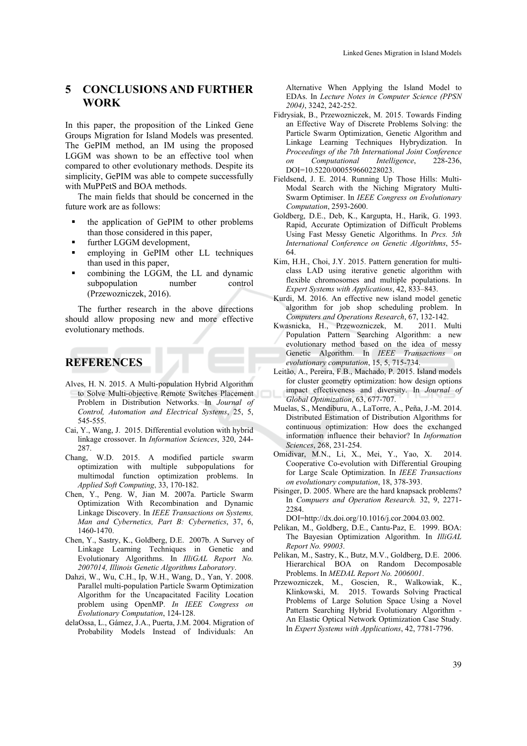## 5 CONCLUSIONS AND FURTHER WORK

In this paper, the proposition of the Linked Gene Groups Migration for Island Models was presented. The GePIM method, an IM using the proposed LGGM was shown to be an effective tool when compared to other evolutionary methods. Despite its simplicity, GePIM was able to compete successfully with MuPPetS and BOA methods.

The main fields that should be concerned in the future work are as follows:

- the application of GePIM to other problems than those considered in this paper,
- further LGGM development,
- employing in GePIM other LL techniques than used in this paper,
- combining the LGGM, the LL and dynamic subpopulation number control (Przewozniczek, 2016).

The further research in the above directions should allow proposing new and more effective evolutionary methods.

## REFERENCES

Alves, H. N. 2015. A Multi-population Hybrid Algorithm to Solve Multi-objective Remote Switches Placement Problem in Distribution Networks. In *Journal of Control, Automation and Electrical Systems*, 25, 5, 545-555.

Cai, Y., Wang, J. 2015. Differential evolution with hybrid linkage crossover. In *Information Sciences*, 320, 244-287.

Chang, W.D. 2015. A modified particle swarm optimization with multiple subpopulations for multimodal function optimization problems. In *Applied Soft Computing*, 33, 170-182.

Chen, Y., Peng. W, Jian M. 2007a. Particle Swarm Optimization With Recombination and Dynamic Linkage Discovery. In *IEEE Transactions on Systems, Man and Cybernetics, Part B: Cybernetics*, 37, 6, 1460-1470.

Chen, Y., Sastry, K., Goldberg, D.E. 2007b. A Survey of Linkage Learning Techniques in Genetic and Evolutionary Algorithms. In *IlliGAL Report No. 2007014, Illinois Genetic Algorithms Laboratory*.

Dahzi, W., Wu, C.H., Ip, W.H., Wang, D., Yan, Y. 2008. Parallel multi-population Particle Swarm Optimization Algorithm for the Uncapacitated Facility Location problem using OpenMP. *In IEEE Congress on Evolutionary Computation*, 124-128.

delaOssa, L., Gámez, J.A., Puerta, J.M. 2004. Migration of Probability Models Instead of Individuals: An Alternative When Applying the Island Model to EDAs. In *Lecture Notes in Computer Science (PPSN 2004)*, 3242, 242-252.

Fidrysiak, B., Przewozniczek, M. 2015. Towards Finding an Effective Way of Discrete Problems Solving: the Particle Swarm Optimization, Genetic Algorithm and Linkage Learning Techniques Hybrydization. In *Proceedings of the 7th International Joint Conference on Computational Intelligence*, 228-236, DOI=10.5220/0005596602280​23.

Fieldsend, J. E. 2014. Running Up Those Hills: Multi-Modal Search with the Niching Migratory Multi-Swarm Optimiser. In *IEEE Congress on Evolutionary Computation*, 2593-2600.

Goldberg, D.E., Deb, K., Kargupta, H., Harik, G. 1993. Rapid, Accurate Optimization of Difficult Problems Using Fast Messy Genetic Algorithms. In *Prcs. 5th International Conference on Genetic Algorithms*, 55-64.

Kim, H.H., Choi, J.Y. 2015. Pattern generation for multi-class LAD using iterative genetic algorithm with flexible chromosomes and multiple populations. In *Expert Systems with Applications*, 42, 833–843.

Kurdi, M. 2016. An effective new island model genetic algorithm for job shop scheduling problem. In *Computers and Operations Research*, 67, 132-142.

Kwasnicka, H., Przewozniczek, M. 2011. Multi Population Pattern Searching Algorithm: a new evolutionary method based on the idea of messy Genetic Algorithm. In *IEEE Transactions on evolutionary computation*, 15, 5, 715-734.

Leitão, A., Pereira, F.B., Machado, P. 2015. Island models for cluster geometry optimization: how design options impact effectiveness and diversity. In *Journal of Global Optimization*, 63, 677-707.

Muelas, S., Mendiburu, A., LaTorre, A., Peña, J.-M. 2014. Distributed Estimation of Distribution Algorithms for continuous optimization: How does the exchanged information influence their behavior? In *Information Sciences*, 268, 231-254.

Omidivar, M.N., Li, X., Mei, Y., Yao, X. 2014. Cooperative Co-evolution with Differential Grouping for Large Scale Optimization. In *IEEE Transactions on evolutionary computation*, 18, 378-393.

Pisinger, D. 2005. Where are the hard knapsack problems? In *Compuers and Operation Research.* 32, 9, 2271-2284. DOI=http://dx.doi.org/10.1016/j.cor.2004.03.002.

Pelikan, M., Goldberg, D.E., Cantu-Paz, E. 1999. BOA: The Bayesian Optimization Algorithm. In *IlliGAL Report No. 99003*.

Pelikan, M., Sastry, K., Butz, M.V., Goldberg, D.E. 2006. Hierarchical BOA on Random Decomposable Problems. In *MEDAL Report No. 2006001*.

Przewozniczek, M., Goscien, R., Walkowiak, K., Klinkowski, M. 2015. Towards Solving Practical Problems of Large Solution Space Using a Novel Pattern Searching Hybrid Evolutionary Algorithm - An Elastic Optical Network Optimization Case Study. In *Expert Systems with Applications*, 42, 7781-7796.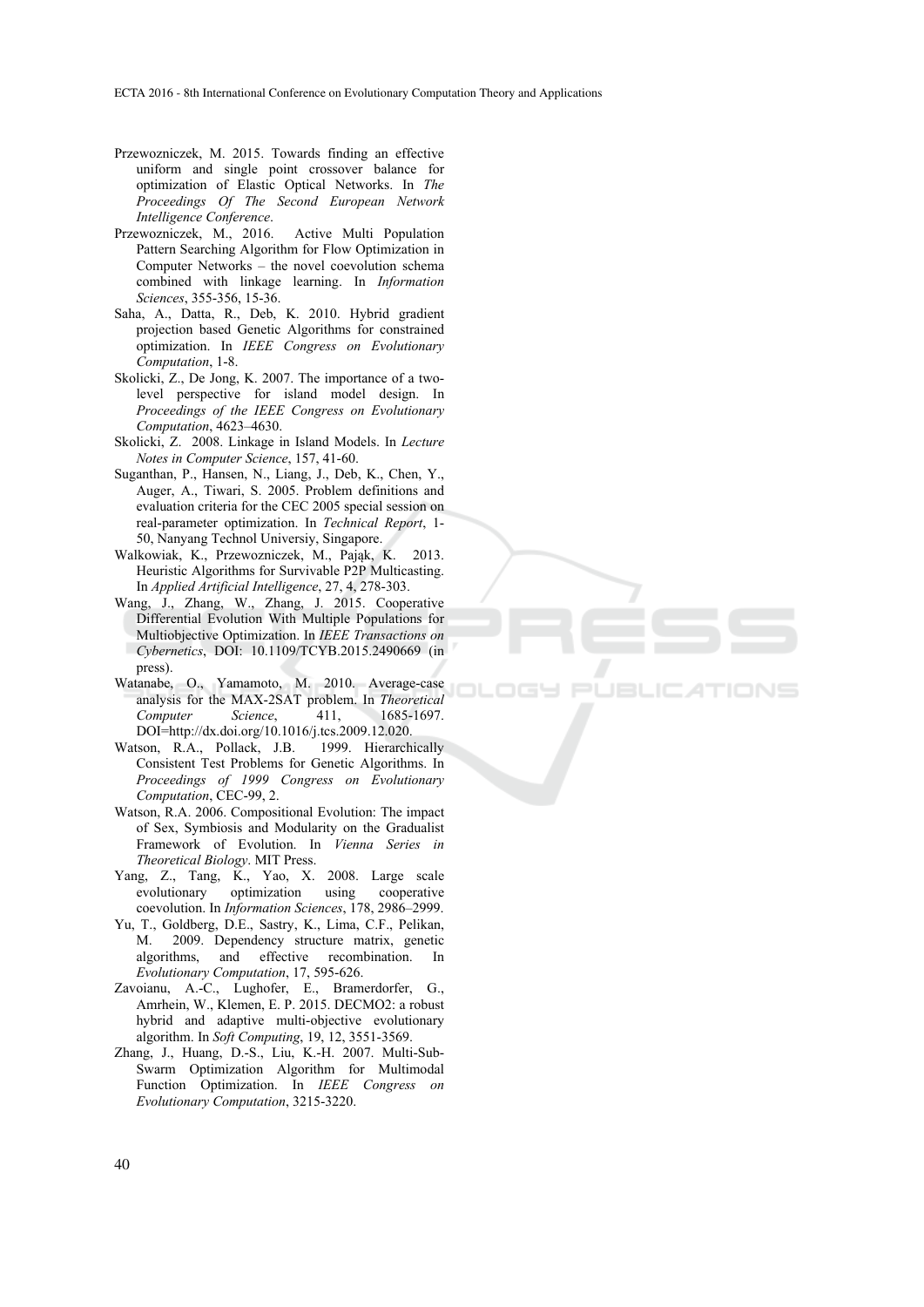Przewozniczek, M. 2015. Towards finding an effective uniform and single point crossover balance for optimization of Elastic Optical Networks. In *The Proceedings Of The Second European Network Intelligence Conference*.

Przewozniczek, M., 2016. Active Multi Population Pattern Searching Algorithm for Flow Optimization in Computer Networks – the novel coevolution schema combined with linkage learning. In *Information Sciences*, 355-356, 15-36.

Saha, A., Datta, R., Deb, K. 2010. Hybrid gradient projection based Genetic Algorithms for constrained optimization. In *IEEE Congress on Evolutionary Computation*, 1-8.

Skolicki, Z., De Jong, K. 2007. The importance of a two-level perspective for island model design. In *Proceedings of the IEEE Congress on Evolutionary Computation*, 4623–4630.

Skolicki, Z. 2008. Linkage in Island Models. In *Lecture Notes in Computer Science*, 157, 41-60.

Suganthan, P., Hansen, N., Liang, J., Deb, K., Chen, Y., Auger, A., Tiwari, S. 2005. Problem definitions and evaluation criteria for the CEC 2005 special session on real-parameter optimization. In *Technical Report*, 1-50, Nanyang Technol Universiy, Singapore.

Walkowiak, K., Przewozniczek, M., Pająk, K. 2013. Heuristic Algorithms for Survivable P2P Multicasting. In *Applied Artificial Intelligence*, 27, 4, 278-303.

Wang, J., Zhang, W., Zhang, J. 2015. Cooperative Differential Evolution With Multiple Populations for Multiobjective Optimization. In *IEEE Transactions on Cybernetics*, DOI: 10.1109/TCYB.2015.2490669 (in press).

Watanabe, O., Yamamoto, M. 2010. Average-case analysis for the MAX-2SAT problem. In *Theoretical Computer Science*, 411, 1685-1697. DOI=http://dx.doi.org/10.1016/j.tcs.2009.12.020.

Watson, R.A., Pollack, J.B. 1999. Hierarchically Consistent Test Problems for Genetic Algorithms. In *Proceedings of 1999 Congress on Evolutionary Computation*, CEC-99, 2.

Watson, R.A. 2006. Compositional Evolution: The impact of Sex, Symbiosis and Modularity on the Gradualist Framework of Evolution. In *Vienna Series in Theoretical Biology*. MIT Press.

Yang, Z., Tang, K., Yao, X. 2008. Large scale evolutionary optimization using cooperative coevolution. In *Information Sciences*, 178, 2986–2999.

Yu, T., Goldberg, D.E., Sastry, K., Lima, C.F., Pelikan, M. 2009. Dependency structure matrix, genetic algorithms, and effective recombination. In *Evolutionary Computation*, 17, 595-626.

Zavoianu, A.-C., Lughofer, E., Bramerdorfer, G., Amrhein, W., Klemen, E. P. 2015. DECMO2: a robust hybrid and adaptive multi-objective evolutionary algorithm. In *Soft Computing*, 19, 12, 3551-3569.

Zhang, J., Huang, D.-S., Liu, K.-H. 2007. Multi-Sub-Swarm Optimization Algorithm for Multimodal Function Optimization. In *IEEE Congress on Evolutionary Computation*, 3215-3220.